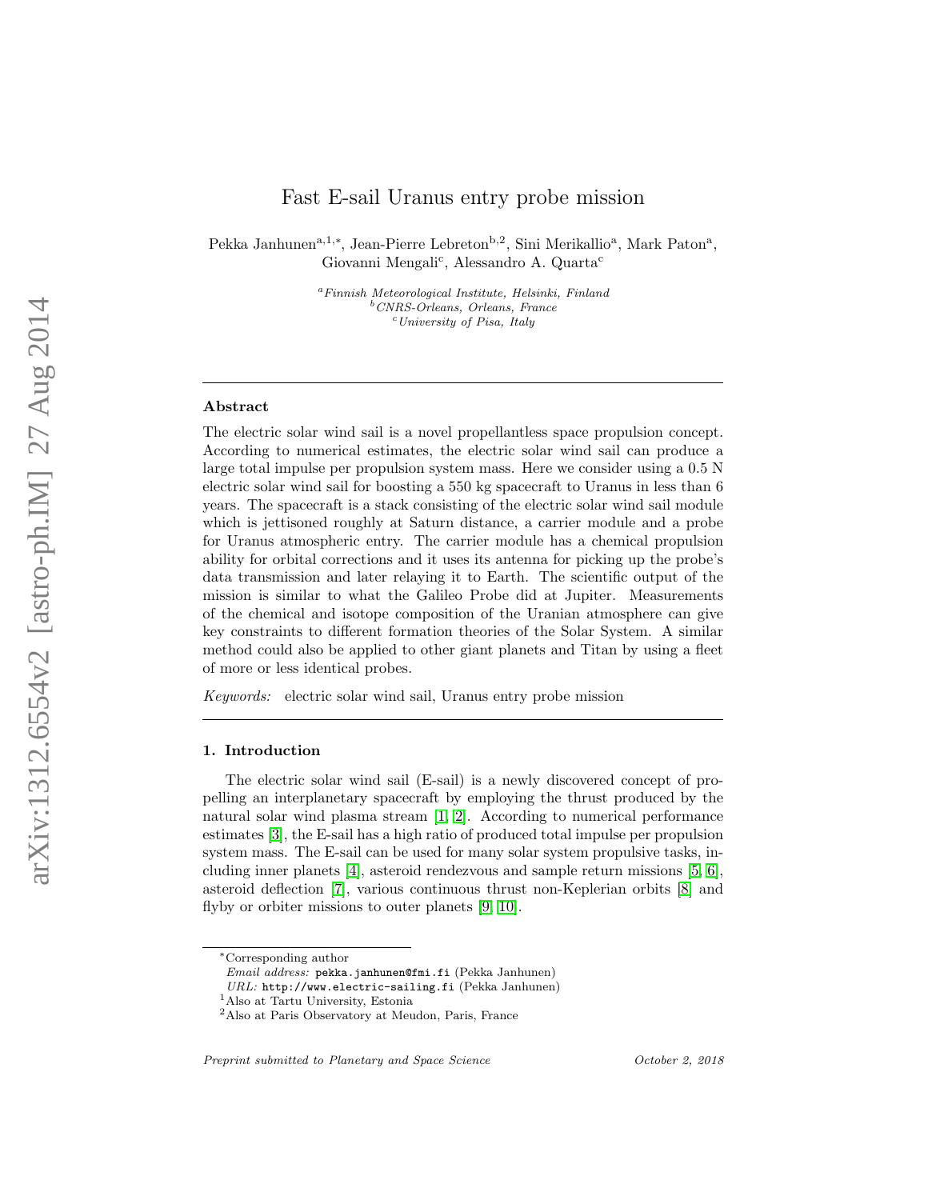# Fast E-sail Uranus entry probe mission

Pekka Janhunen[a,1,*], Jean-Pierre Lebreton[b,2], Sini Merikallio[a], Mark Paton[a], Giovanni Mengali[c], Alessandro A. Quarta[c]

[a] *Finnish Meteorological Institute, Helsinki, Finland*
[b] *CNRS-Orleans, Orleans, France*
[c] *University of Pisa, Italy*

---

## Abstract

The electric solar wind sail is a novel propellantless space propulsion concept. According to numerical estimates, the electric solar wind sail can produce a large total impulse per propulsion system mass. Here we consider using a 0.5 N electric solar wind sail for boosting a 550 kg spacecraft to Uranus in less than 6 years. The spacecraft is a stack consisting of the electric solar wind sail module which is jettisoned roughly at Saturn distance, a carrier module and a probe for Uranus atmospheric entry. The carrier module has a chemical propulsion ability for orbital corrections and it uses its antenna for picking up the probe's data transmission and later relaying it to Earth. The scientific output of the mission is similar to what the Galileo Probe did at Jupiter. Measurements of the chemical and isotope composition of the Uranian atmosphere can give key constraints to different formation theories of the Solar System. A similar method could also be applied to other giant planets and Titan by using a fleet of more or less identical probes.

*Keywords:* electric solar wind sail, Uranus entry probe mission

---

## 1. Introduction

The electric solar wind sail (E-sail) is a newly discovered concept of propelling an interplanetary spacecraft by employing the thrust produced by the natural solar wind plasma stream [1, 2]. According to numerical performance estimates [3], the E-sail has a high ratio of produced total impulse per propulsion system mass. The E-sail can be used for many solar system propulsive tasks, including inner planets [4], asteroid rendezvous and sample return missions [5, 6], asteroid deflection [7], various continuous thrust non-Keplerian orbits [8] and flyby or orbiter missions to outer planets [9, 10].

---

*Corresponding author
*Email address:* pekka.janhunen@fmi.fi (Pekka Janhunen)
*URL:* http://www.electric-sailing.fi (Pekka Janhunen)
[1] Also at Tartu University, Estonia
[2] Also at Paris Observatory at Meudon, Paris, France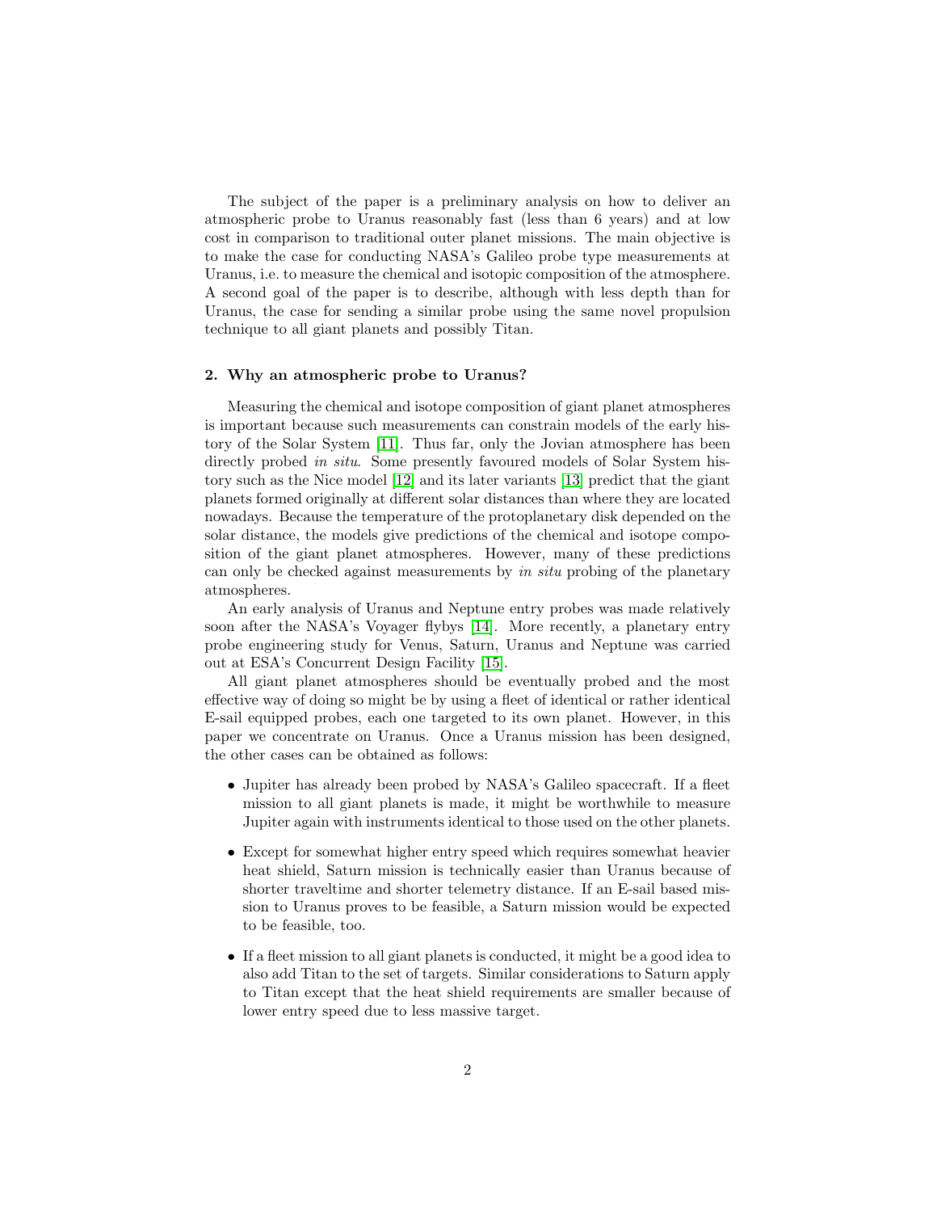The subject of the paper is a preliminary analysis on how to deliver an atmospheric probe to Uranus reasonably fast (less than 6 years) and at low cost in comparison to traditional outer planet missions. The main objective is to make the case for conducting NASA's Galileo probe type measurements at Uranus, i.e. to measure the chemical and isotopic composition of the atmosphere. A second goal of the paper is to describe, although with less depth than for Uranus, the case for sending a similar probe using the same novel propulsion technique to all giant planets and possibly Titan.

## 2. Why an atmospheric probe to Uranus?

Measuring the chemical and isotope composition of giant planet atmospheres is important because such measurements can constrain models of the early history of the Solar System [11]. Thus far, only the Jovian atmosphere has been directly probed *in situ*. Some presently favoured models of Solar System history such as the Nice model [12] and its later variants [13] predict that the giant planets formed originally at different solar distances than where they are located nowadays. Because the temperature of the protoplanetary disk depended on the solar distance, the models give predictions of the chemical and isotope composition of the giant planet atmospheres. However, many of these predictions can only be checked against measurements by *in situ* probing of the planetary atmospheres.

An early analysis of Uranus and Neptune entry probes was made relatively soon after the NASA's Voyager flybys [14]. More recently, a planetary entry probe engineering study for Venus, Saturn, Uranus and Neptune was carried out at ESA's Concurrent Design Facility [15].

All giant planet atmospheres should be eventually probed and the most effective way of doing so might be by using a fleet of identical or rather identical E-sail equipped probes, each one targeted to its own planet. However, in this paper we concentrate on Uranus. Once a Uranus mission has been designed, the other cases can be obtained as follows:

- Jupiter has already been probed by NASA's Galileo spacecraft. If a fleet mission to all giant planets is made, it might be worthwhile to measure Jupiter again with instruments identical to those used on the other planets.
- Except for somewhat higher entry speed which requires somewhat heavier heat shield, Saturn mission is technically easier than Uranus because of shorter traveltime and shorter telemetry distance. If an E-sail based mission to Uranus proves to be feasible, a Saturn mission would be expected to be feasible, too.
- If a fleet mission to all giant planets is conducted, it might be a good idea to also add Titan to the set of targets. Similar considerations to Saturn apply to Titan except that the heat shield requirements are smaller because of lower entry speed due to less massive target.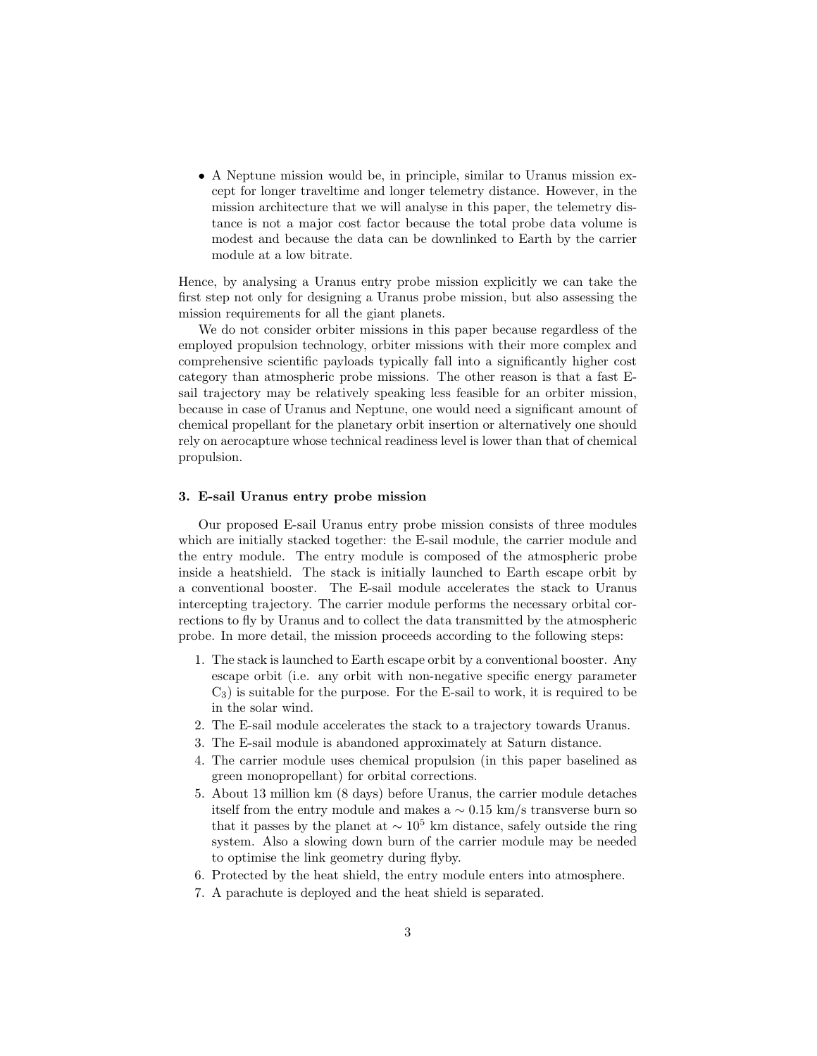- A Neptune mission would be, in principle, similar to Uranus mission except for longer traveltime and longer telemetry distance. However, in the mission architecture that we will analyse in this paper, the telemetry distance is not a major cost factor because the total probe data volume is modest and because the data can be downlinked to Earth by the carrier module at a low bitrate.

Hence, by analysing a Uranus entry probe mission explicitly we can take the first step not only for designing a Uranus probe mission, but also assessing the mission requirements for all the giant planets.

We do not consider orbiter missions in this paper because regardless of the employed propulsion technology, orbiter missions with their more complex and comprehensive scientific payloads typically fall into a significantly higher cost category than atmospheric probe missions. The other reason is that a fast E-sail trajectory may be relatively speaking less feasible for an orbiter mission, because in case of Uranus and Neptune, one would need a significant amount of chemical propellant for the planetary orbit insertion or alternatively one should rely on aerocapture whose technical readiness level is lower than that of chemical propulsion.

### 3. E-sail Uranus entry probe mission

Our proposed E-sail Uranus entry probe mission consists of three modules which are initially stacked together: the E-sail module, the carrier module and the entry module. The entry module is composed of the atmospheric probe inside a heatshield. The stack is initially launched to Earth escape orbit by a conventional booster. The E-sail module accelerates the stack to Uranus intercepting trajectory. The carrier module performs the necessary orbital corrections to fly by Uranus and to collect the data transmitted by the atmospheric probe. In more detail, the mission proceeds according to the following steps:

1. The stack is launched to Earth escape orbit by a conventional booster. Any escape orbit (i.e. any orbit with non-negative specific energy parameter $C_3$) is suitable for the purpose. For the E-sail to work, it is required to be in the solar wind.
2. The E-sail module accelerates the stack to a trajectory towards Uranus.
3. The E-sail module is abandoned approximately at Saturn distance.
4. The carrier module uses chemical propulsion (in this paper baselined as green monopropellant) for orbital corrections.
5. About 13 million km (8 days) before Uranus, the carrier module detaches itself from the entry module and makes a $\sim 0.15$ km/s transverse burn so that it passes by the planet at $\sim 10^5$ km distance, safely outside the ring system. Also a slowing down burn of the carrier module may be needed to optimise the link geometry during flyby.
6. Protected by the heat shield, the entry module enters into atmosphere.
7. A parachute is deployed and the heat shield is separated.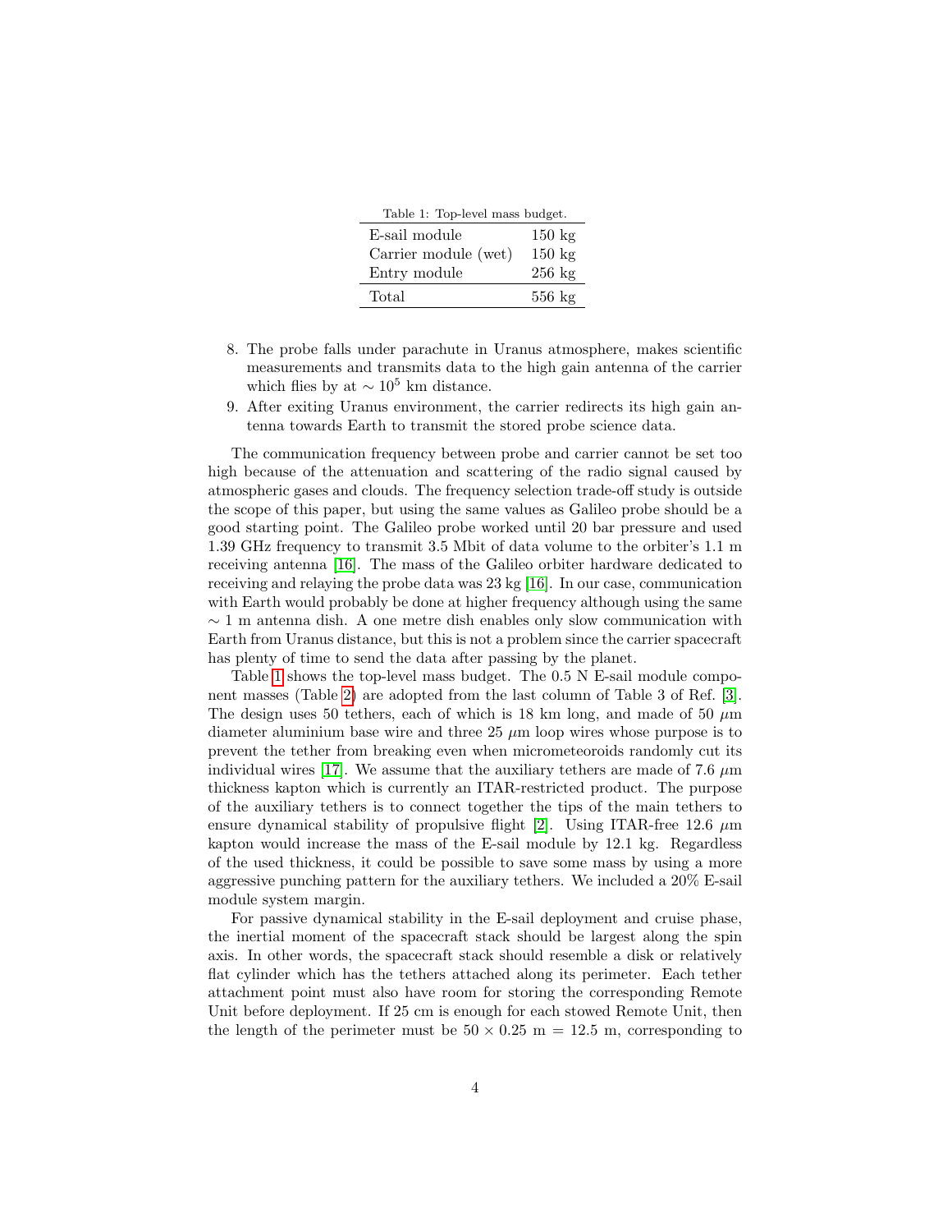Table 1: Top-level mass budget.

| | |
|---|---|
| E-sail module | 150 kg |
| Carrier module (wet) | 150 kg |
| Entry module | 256 kg |
| Total | 556 kg |

8. The probe falls under parachute in Uranus atmosphere, makes scientific measurements and transmits data to the high gain antenna of the carrier which flies by at $\sim 10^5$ km distance.
9. After exiting Uranus environment, the carrier redirects its high gain antenna towards Earth to transmit the stored probe science data.

The communication frequency between probe and carrier cannot be set too high because of the attenuation and scattering of the radio signal caused by atmospheric gases and clouds. The frequency selection trade-off study is outside the scope of this paper, but using the same values as Galileo probe should be a good starting point. The Galileo probe worked until 20 bar pressure and used 1.39 GHz frequency to transmit 3.5 Mbit of data volume to the orbiter's 1.1 m receiving antenna [16]. The mass of the Galileo orbiter hardware dedicated to receiving and relaying the probe data was 23 kg [16]. In our case, communication with Earth would probably be done at higher frequency although using the same $\sim 1$ m antenna dish. A one metre dish enables only slow communication with Earth from Uranus distance, but this is not a problem since the carrier spacecraft has plenty of time to send the data after passing by the planet.

Table 1 shows the top-level mass budget. The 0.5 N E-sail module component masses (Table 2) are adopted from the last column of Table 3 of Ref. [3]. The design uses 50 tethers, each of which is 18 km long, and made of 50 $\mu$m diameter aluminium base wire and three 25 $\mu$m loop wires whose purpose is to prevent the tether from breaking even when micrometeoroids randomly cut its individual wires [17]. We assume that the auxiliary tethers are made of 7.6 $\mu$m thickness kapton which is currently an ITAR-restricted product. The purpose of the auxiliary tethers is to connect together the tips of the main tethers to ensure dynamical stability of propulsive flight [2]. Using ITAR-free 12.6 $\mu$m kapton would increase the mass of the E-sail module by 12.1 kg. Regardless of the used thickness, it could be possible to save some mass by using a more aggressive punching pattern for the auxiliary tethers. We included a 20% E-sail module system margin.

For passive dynamical stability in the E-sail deployment and cruise phase, the inertial moment of the spacecraft stack should be largest along the spin axis. In other words, the spacecraft stack should resemble a disk or relatively flat cylinder which has the tethers attached along its perimeter. Each tether attachment point must also have room for storing the corresponding Remote Unit before deployment. If 25 cm is enough for each stowed Remote Unit, then the length of the perimeter must be $50 \times 0.25$ m $= 12.5$ m, corresponding to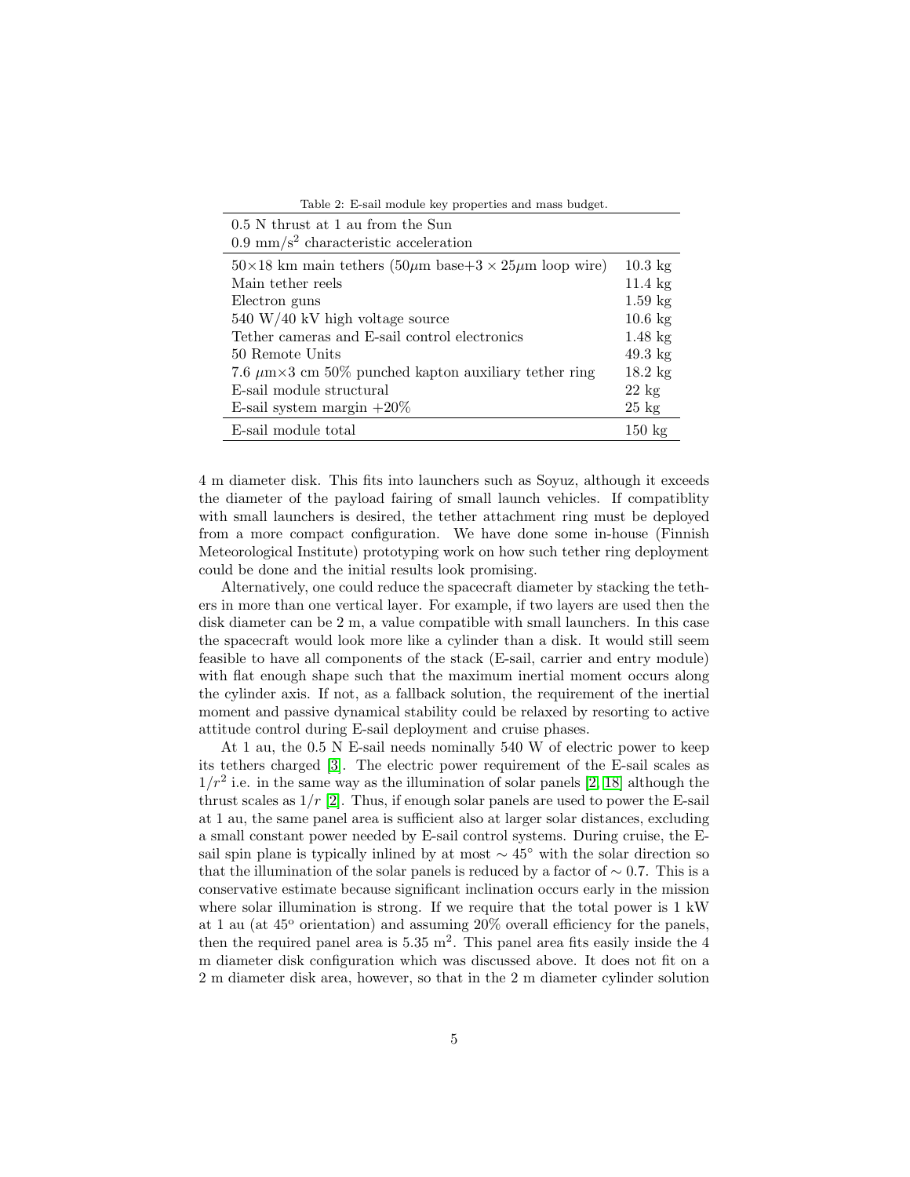Table 2: E-sail module key properties and mass budget.

| 0.5 N thrust at 1 au from the Sun<br>0.9 mm/s$^2$ characteristic acceleration | |
|---|---|
| 50×18 km main tethers (50$\mu$m base+3 × 25$\mu$m loop wire) | 10.3 kg |
| Main tether reels | 11.4 kg |
| Electron guns | 1.59 kg |
| 540 W/40 kV high voltage source | 10.6 kg |
| Tether cameras and E-sail control electronics | 1.48 kg |
| 50 Remote Units | 49.3 kg |
| 7.6 $\mu$m×3 cm 50% punched kapton auxiliary tether ring | 18.2 kg |
| E-sail module structural | 22 kg |
| E-sail system margin +20% | 25 kg |
| E-sail module total | 150 kg |

4 m diameter disk. This fits into launchers such as Soyuz, although it exceeds the diameter of the payload fairing of small launch vehicles. If compatiblity with small launchers is desired, the tether attachment ring must be deployed from a more compact configuration. We have done some in-house (Finnish Meteorological Institute) prototyping work on how such tether ring deployment could be done and the initial results look promising.

Alternatively, one could reduce the spacecraft diameter by stacking the tethers in more than one vertical layer. For example, if two layers are used then the disk diameter can be 2 m, a value compatible with small launchers. In this case the spacecraft would look more like a cylinder than a disk. It would still seem feasible to have all components of the stack (E-sail, carrier and entry module) with flat enough shape such that the maximum inertial moment occurs along the cylinder axis. If not, as a fallback solution, the requirement of the inertial moment and passive dynamical stability could be relaxed by resorting to active attitude control during E-sail deployment and cruise phases.

At 1 au, the 0.5 N E-sail needs nominally 540 W of electric power to keep its tethers charged [3]. The electric power requirement of the E-sail scales as $1/r^2$ i.e. in the same way as the illumination of solar panels [2, 18] although the thrust scales as $1/r$ [2]. Thus, if enough solar panels are used to power the E-sail at 1 au, the same panel area is sufficient also at larger solar distances, excluding a small constant power needed by E-sail control systems. During cruise, the E-sail spin plane is typically inlined by at most $\sim 45^\circ$ with the solar direction so that the illumination of the solar panels is reduced by a factor of $\sim 0.7$. This is a conservative estimate because significant inclination occurs early in the mission where solar illumination is strong. If we require that the total power is 1 kW at 1 au (at 45$^\text{o}$ orientation) and assuming 20% overall efficiency for the panels, then the required panel area is 5.35 m$^2$. This panel area fits easily inside the 4 m diameter disk configuration which was discussed above. It does not fit on a 2 m diameter disk area, however, so that in the 2 m diameter cylinder solution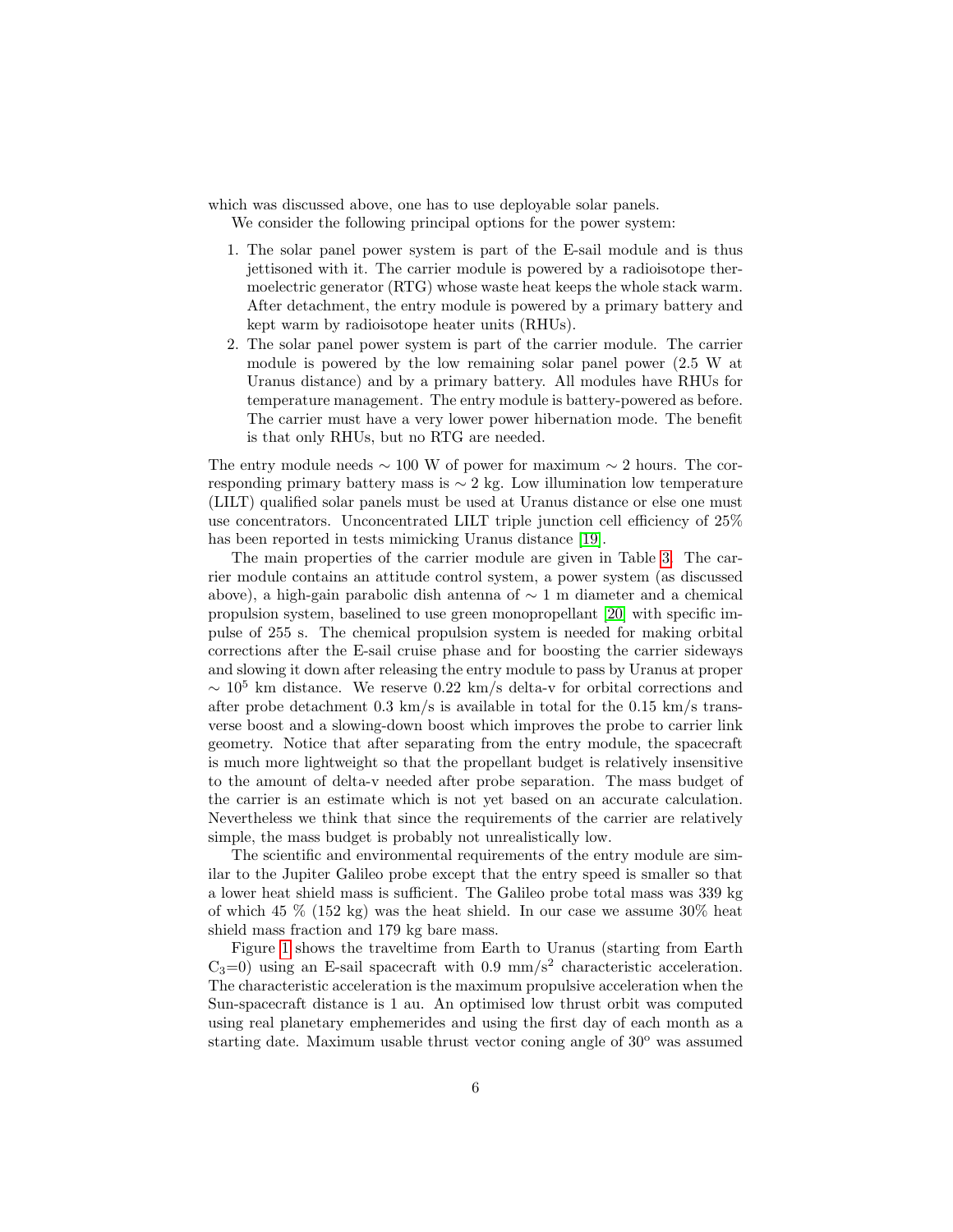which was discussed above, one has to use deployable solar panels.

We consider the following principal options for the power system:

1. The solar panel power system is part of the E-sail module and is thus jettisoned with it. The carrier module is powered by a radioisotope thermoelectric generator (RTG) whose waste heat keeps the whole stack warm. After detachment, the entry module is powered by a primary battery and kept warm by radioisotope heater units (RHUs).
2. The solar panel power system is part of the carrier module. The carrier module is powered by the low remaining solar panel power (2.5 W at Uranus distance) and by a primary battery. All modules have RHUs for temperature management. The entry module is battery-powered as before. The carrier must have a very lower power hibernation mode. The benefit is that only RHUs, but no RTG are needed.

The entry module needs $\sim 100$ W of power for maximum $\sim 2$ hours. The corresponding primary battery mass is $\sim 2$ kg. Low illumination low temperature (LILT) qualified solar panels must be used at Uranus distance or else one must use concentrators. Unconcentrated LILT triple junction cell efficiency of 25% has been reported in tests mimicking Uranus distance [19].

The main properties of the carrier module are given in Table 3. The carrier module contains an attitude control system, a power system (as discussed above), a high-gain parabolic dish antenna of $\sim 1$ m diameter and a chemical propulsion system, baselined to use green monopropellant [20] with specific impulse of 255 s. The chemical propulsion system is needed for making orbital corrections after the E-sail cruise phase and for boosting the carrier sideways and slowing it down after releasing the entry module to pass by Uranus at proper $\sim 10^5$ km distance. We reserve 0.22 km/s delta-v for orbital corrections and after probe detachment 0.3 km/s is available in total for the 0.15 km/s transverse boost and a slowing-down boost which improves the probe to carrier link geometry. Notice that after separating from the entry module, the spacecraft is much more lightweight so that the propellant budget is relatively insensitive to the amount of delta-v needed after probe separation. The mass budget of the carrier is an estimate which is not yet based on an accurate calculation. Nevertheless we think that since the requirements of the carrier are relatively simple, the mass budget is probably not unrealistically low.

The scientific and environmental requirements of the entry module are similar to the Jupiter Galileo probe except that the entry speed is smaller so that a lower heat shield mass is sufficient. The Galileo probe total mass was 339 kg of which 45 % (152 kg) was the heat shield. In our case we assume 30% heat shield mass fraction and 179 kg bare mass.

Figure 1 shows the traveltime from Earth to Uranus (starting from Earth $C_3$=0) using an E-sail spacecraft with 0.9 mm/s$^2$ characteristic acceleration. The characteristic acceleration is the maximum propulsive acceleration when the Sun-spacecraft distance is 1 au. An optimised low thrust orbit was computed using real planetary emphemerides and using the first day of each month as a starting date. Maximum usable thrust vector coning angle of 30$^{\circ}$ was assumed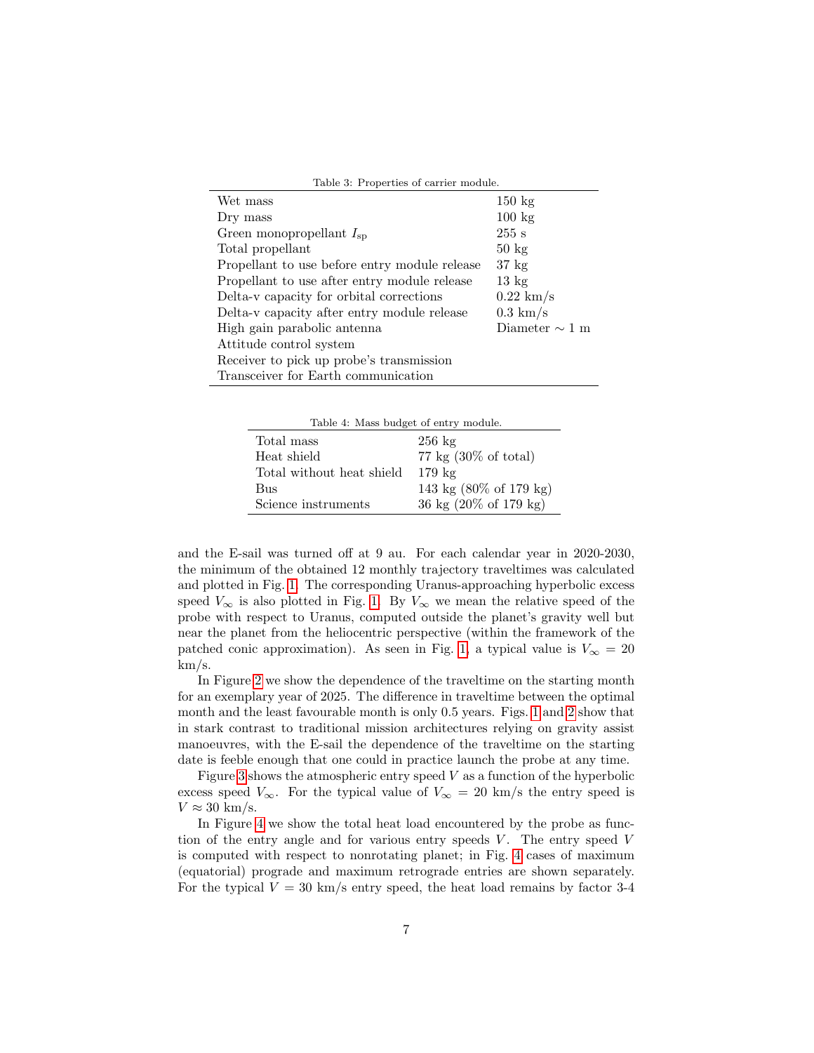Table 3: Properties of carrier module.

| | |
|---|---|
| Wet mass | 150 kg |
| Dry mass | 100 kg |
| Green monopropellant $I_{\mathrm{sp}}$ | 255 s |
| Total propellant | 50 kg |
| Propellant to use before entry module release | 37 kg |
| Propellant to use after entry module release | 13 kg |
| Delta-v capacity for orbital corrections | 0.22 km/s |
| Delta-v capacity after entry module release | 0.3 km/s |
| High gain parabolic antenna | Diameter $\sim$ 1 m |
| Attitude control system | |
| Receiver to pick up probe's transmission | |
| Transceiver for Earth communication | |

Table 4: Mass budget of entry module.

| | |
|---|---|
| Total mass | 256 kg |
| Heat shield | 77 kg (30% of total) |
| Total without heat shield | 179 kg |
| Bus | 143 kg (80% of 179 kg) |
| Science instruments | 36 kg (20% of 179 kg) |

and the E-sail was turned off at 9 au. For each calendar year in 2020-2030, the minimum of the obtained 12 monthly trajectory traveltimes was calculated and plotted in Fig. 1. The corresponding Uranus-approaching hyperbolic excess speed $V_\infty$ is also plotted in Fig. 1. By $V_\infty$ we mean the relative speed of the probe with respect to Uranus, computed outside the planet's gravity well but near the planet from the heliocentric perspective (within the framework of the patched conic approximation). As seen in Fig. 1, a typical value is $V_\infty = 20$ km/s.

In Figure 2 we show the dependence of the traveltime on the starting month for an exemplary year of 2025. The difference in traveltime between the optimal month and the least favourable month is only 0.5 years. Figs. 1 and 2 show that in stark contrast to traditional mission architectures relying on gravity assist manoeuvres, with the E-sail the dependence of the traveltime on the starting date is feeble enough that one could in practice launch the probe at any time.

Figure 3 shows the atmospheric entry speed $V$ as a function of the hyperbolic excess speed $V_\infty$. For the typical value of $V_\infty = 20$ km/s the entry speed is $V \approx 30$ km/s.

In Figure 4 we show the total heat load encountered by the probe as function of the entry angle and for various entry speeds $V$. The entry speed $V$ is computed with respect to nonrotating planet; in Fig. 4 cases of maximum (equatorial) prograde and maximum retrograde entries are shown separately. For the typical $V = 30$ km/s entry speed, the heat load remains by factor 3-4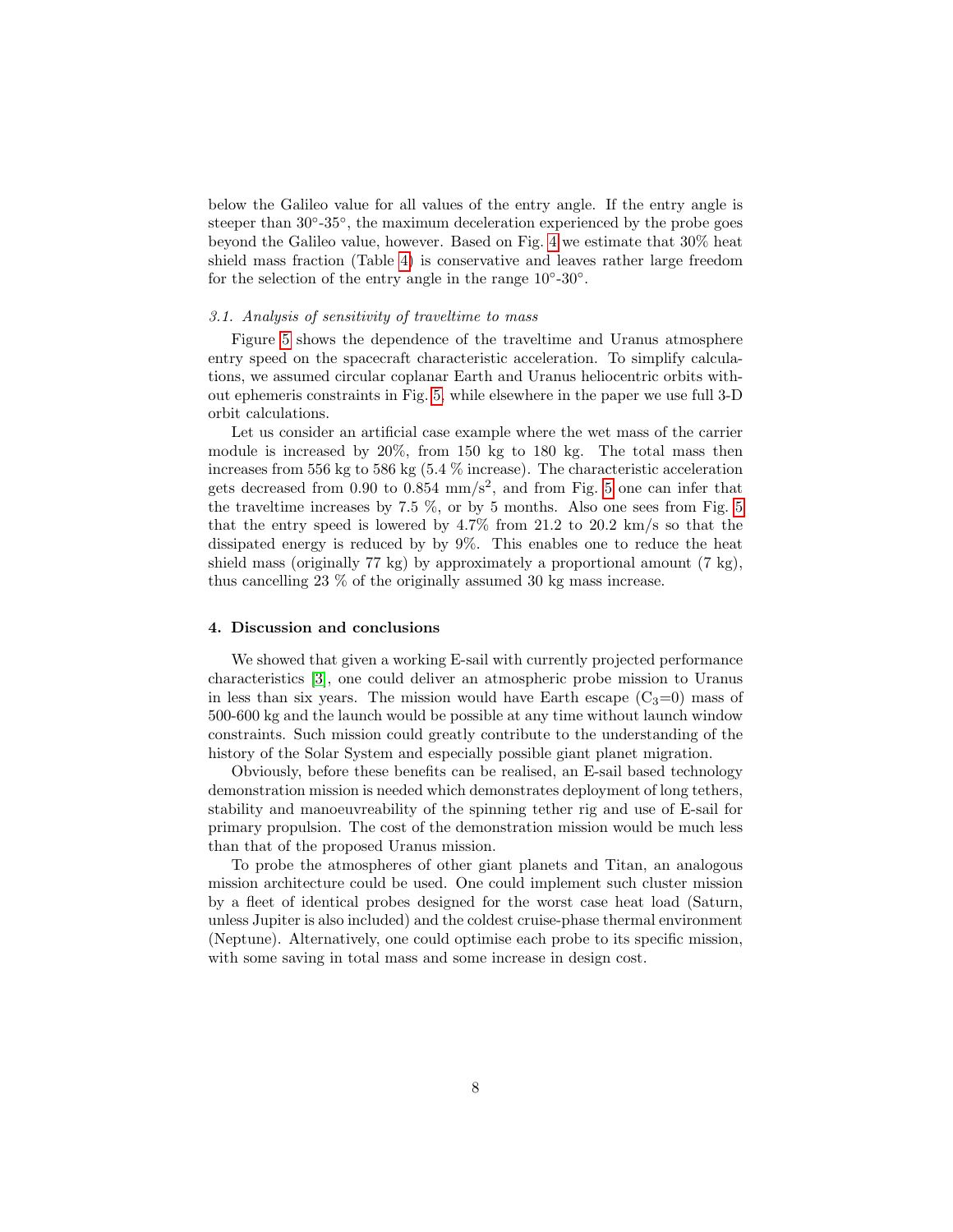below the Galileo value for all values of the entry angle. If the entry angle is steeper than 30°-35°, the maximum deceleration experienced by the probe goes beyond the Galileo value, however. Based on Fig. 4 we estimate that 30% heat shield mass fraction (Table 4) is conservative and leaves rather large freedom for the selection of the entry angle in the range 10°-30°.

### *3.1. Analysis of sensitivity of traveltime to mass*

Figure 5 shows the dependence of the traveltime and Uranus atmosphere entry speed on the spacecraft characteristic acceleration. To simplify calculations, we assumed circular coplanar Earth and Uranus heliocentric orbits without ephemeris constraints in Fig. 5, while elsewhere in the paper we use full 3-D orbit calculations.

Let us consider an artificial case example where the wet mass of the carrier module is increased by 20%, from 150 kg to 180 kg. The total mass then increases from 556 kg to 586 kg (5.4 % increase). The characteristic acceleration gets decreased from 0.90 to 0.854 mm/s$^2$, and from Fig. 5 one can infer that the traveltime increases by 7.5 %, or by 5 months. Also one sees from Fig. 5 that the entry speed is lowered by 4.7% from 21.2 to 20.2 km/s so that the dissipated energy is reduced by by 9%. This enables one to reduce the heat shield mass (originally 77 kg) by approximately a proportional amount (7 kg), thus cancelling 23 % of the originally assumed 30 kg mass increase.

## 4. Discussion and conclusions

We showed that given a working E-sail with currently projected performance characteristics [3], one could deliver an atmospheric probe mission to Uranus in less than six years. The mission would have Earth escape ($C_3$=0) mass of 500-600 kg and the launch would be possible at any time without launch window constraints. Such mission could greatly contribute to the understanding of the history of the Solar System and especially possible giant planet migration.

Obviously, before these benefits can be realised, an E-sail based technology demonstration mission is needed which demonstrates deployment of long tethers, stability and manoeuvreability of the spinning tether rig and use of E-sail for primary propulsion. The cost of the demonstration mission would be much less than that of the proposed Uranus mission.

To probe the atmospheres of other giant planets and Titan, an analogous mission architecture could be used. One could implement such cluster mission by a fleet of identical probes designed for the worst case heat load (Saturn, unless Jupiter is also included) and the coldest cruise-phase thermal environment (Neptune). Alternatively, one could optimise each probe to its specific mission, with some saving in total mass and some increase in design cost.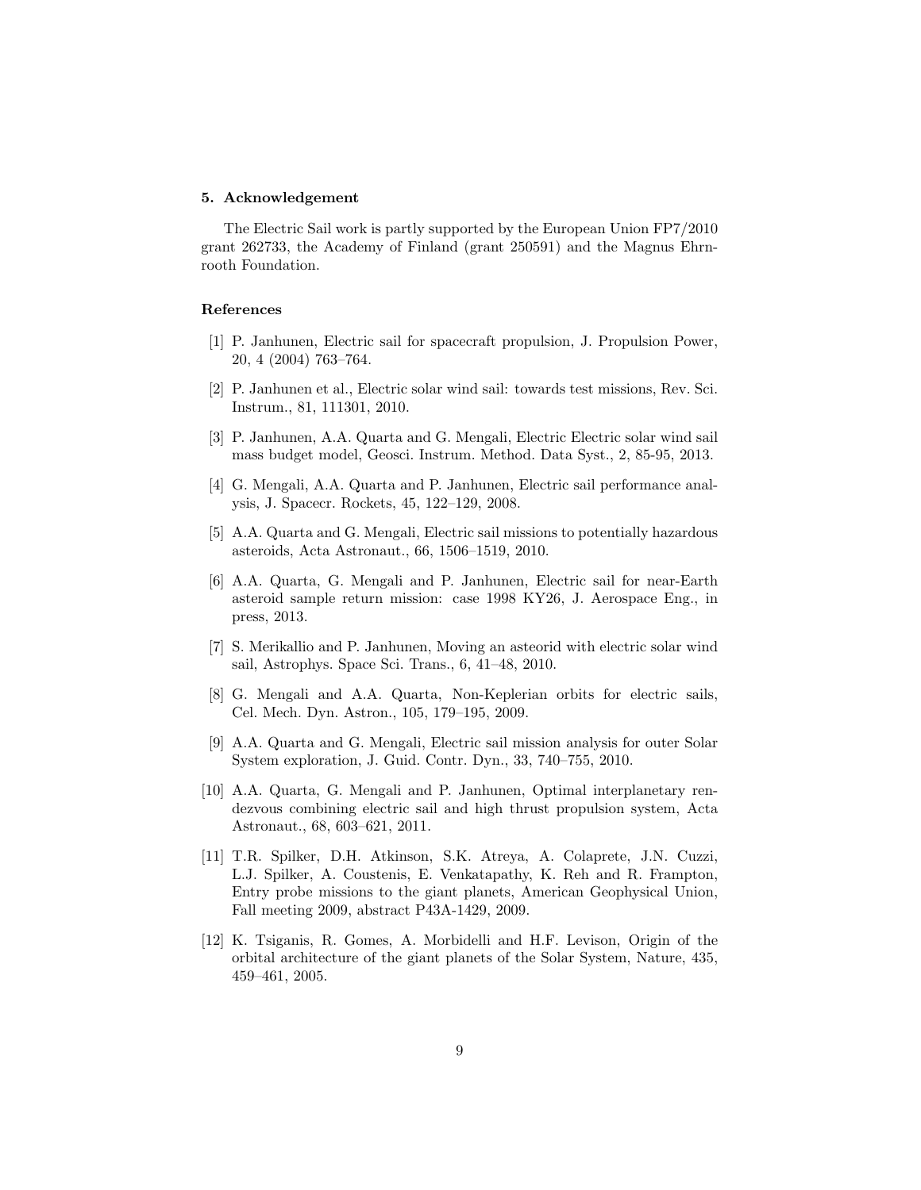## 5. Acknowledgement

The Electric Sail work is partly supported by the European Union FP7/2010 grant 262733, the Academy of Finland (grant 250591) and the Magnus Ehrnrooth Foundation.

## References

[1] P. Janhunen, Electric sail for spacecraft propulsion, J. Propulsion Power, 20, 4 (2004) 763–764.

[2] P. Janhunen et al., Electric solar wind sail: towards test missions, Rev. Sci. Instrum., 81, 111301, 2010.

[3] P. Janhunen, A.A. Quarta and G. Mengali, Electric Electric solar wind sail mass budget model, Geosci. Instrum. Method. Data Syst., 2, 85-95, 2013.

[4] G. Mengali, A.A. Quarta and P. Janhunen, Electric sail performance analysis, J. Spacecr. Rockets, 45, 122–129, 2008.

[5] A.A. Quarta and G. Mengali, Electric sail missions to potentially hazardous asteroids, Acta Astronaut., 66, 1506–1519, 2010.

[6] A.A. Quarta, G. Mengali and P. Janhunen, Electric sail for near-Earth asteroid sample return mission: case 1998 KY26, J. Aerospace Eng., in press, 2013.

[7] S. Merikallio and P. Janhunen, Moving an asteroid with electric solar wind sail, Astrophys. Space Sci. Trans., 6, 41–48, 2010.

[8] G. Mengali and A.A. Quarta, Non-Keplerian orbits for electric sails, Cel. Mech. Dyn. Astron., 105, 179–195, 2009.

[9] A.A. Quarta and G. Mengali, Electric sail mission analysis for outer Solar System exploration, J. Guid. Contr. Dyn., 33, 740–755, 2010.

[10] A.A. Quarta, G. Mengali and P. Janhunen, Optimal interplanetary rendezvous combining electric sail and high thrust propulsion system, Acta Astronaut., 68, 603–621, 2011.

[11] T.R. Spilker, D.H. Atkinson, S.K. Atreya, A. Colaprete, J.N. Cuzzi, L.J. Spilker, A. Coustenis, E. Venkatapathy, K. Reh and R. Frampton, Entry probe missions to the giant planets, American Geophysical Union, Fall meeting 2009, abstract P43A-1429, 2009.

[12] K. Tsiganis, R. Gomes, A. Morbidelli and H.F. Levison, Origin of the orbital architecture of the giant planets of the Solar System, Nature, 435, 459–461, 2005.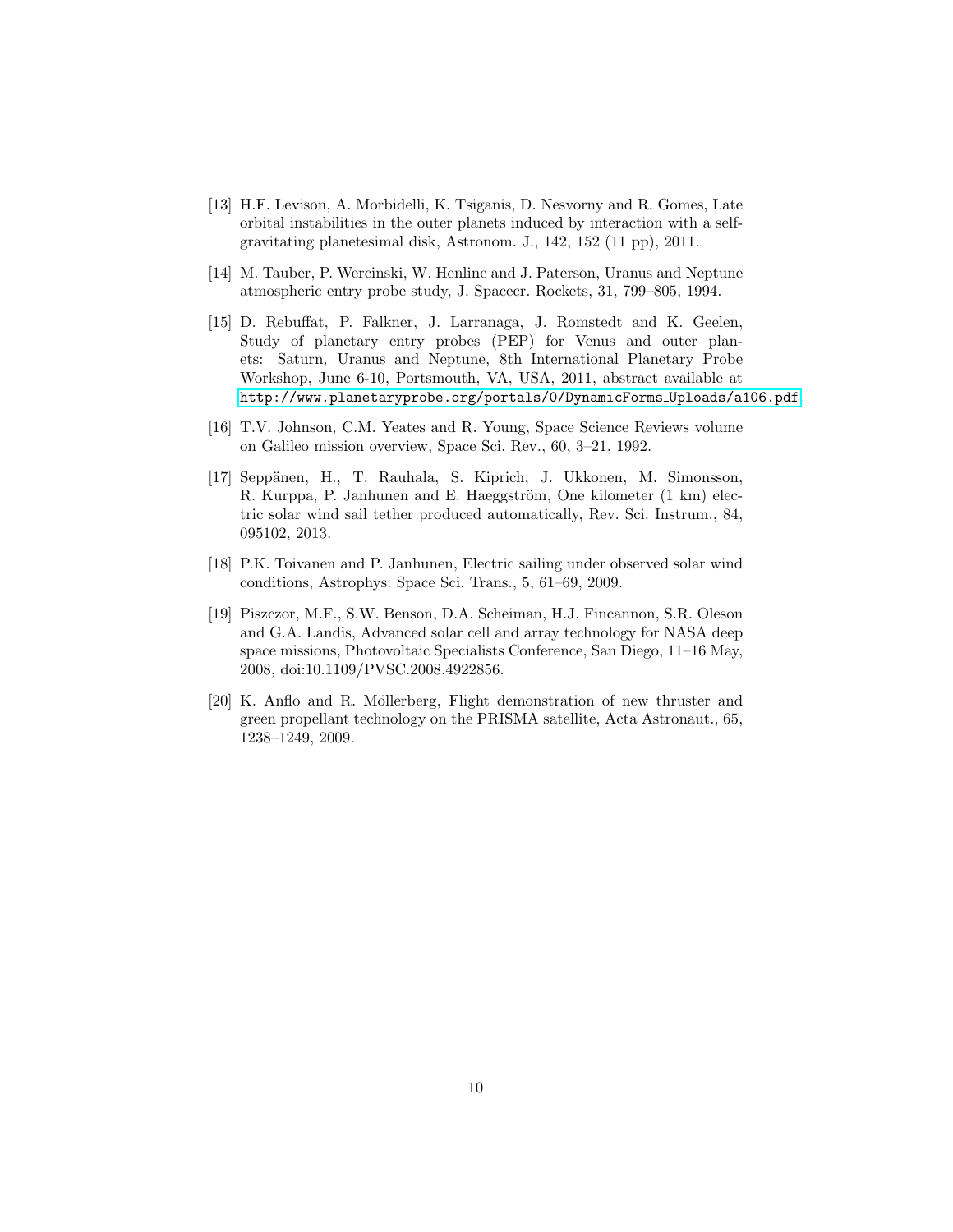[13] H.F. Levison, A. Morbidelli, K. Tsiganis, D. Nesvorny and R. Gomes, Late orbital instabilities in the outer planets induced by interaction with a self-gravitating planetesimal disk, Astronom. J., 142, 152 (11 pp), 2011.

[14] M. Tauber, P. Wercinski, W. Henline and J. Paterson, Uranus and Neptune atmospheric entry probe study, J. Spacecr. Rockets, 31, 799–805, 1994.

[15] D. Rebuffat, P. Falkner, J. Larranaga, J. Romstedt and K. Geelen, Study of planetary entry probes (PEP) for Venus and outer planets: Saturn, Uranus and Neptune, 8th International Planetary Probe Workshop, June 6-10, Portsmouth, VA, USA, 2011, abstract available at http://www.planetaryprobe.org/portals/0/DynamicForms_Uploads/a106.pdf

[16] T.V. Johnson, C.M. Yeates and R. Young, Space Science Reviews volume on Galileo mission overview, Space Sci. Rev., 60, 3–21, 1992.

[17] Seppänen, H., T. Rauhala, S. Kiprich, J. Ukkonen, M. Simonsson, R. Kurppa, P. Janhunen and E. Haeggström, One kilometer (1 km) electric solar wind sail tether produced automatically, Rev. Sci. Instrum., 84, 095102, 2013.

[18] P.K. Toivanen and P. Janhunen, Electric sailing under observed solar wind conditions, Astrophys. Space Sci. Trans., 5, 61–69, 2009.

[19] Piszczor, M.F., S.W. Benson, D.A. Scheiman, H.J. Fincannon, S.R. Oleson and G.A. Landis, Advanced solar cell and array technology for NASA deep space missions, Photovoltaic Specialists Conference, San Diego, 11–16 May, 2008, doi:10.1109/PVSC.2008.4922856.

[20] K. Anflo and R. Möllerberg, Flight demonstration of new thruster and green propellant technology on the PRISMA satellite, Acta Astronaut., 65, 1238–1249, 2009.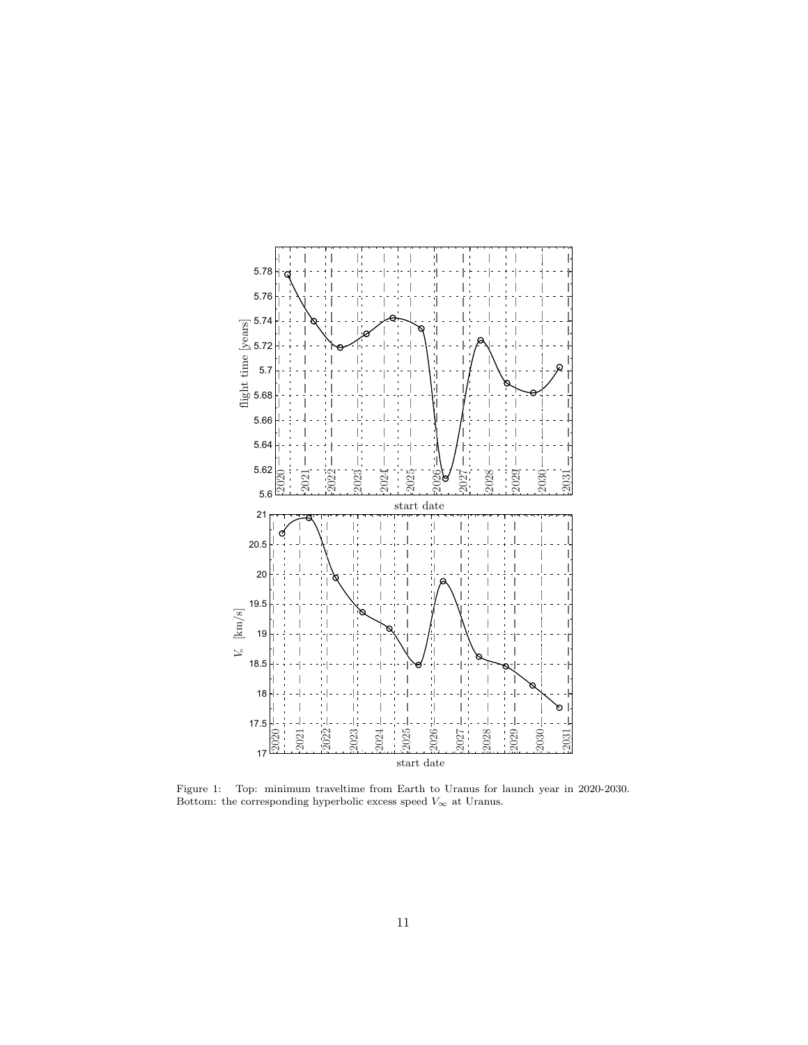Figure 1: Top: minimum traveltime from Earth to Uranus for launch year in 2020-2030. Bottom: the corresponding hyperbolic excess speed $V_\infty$ at Uranus.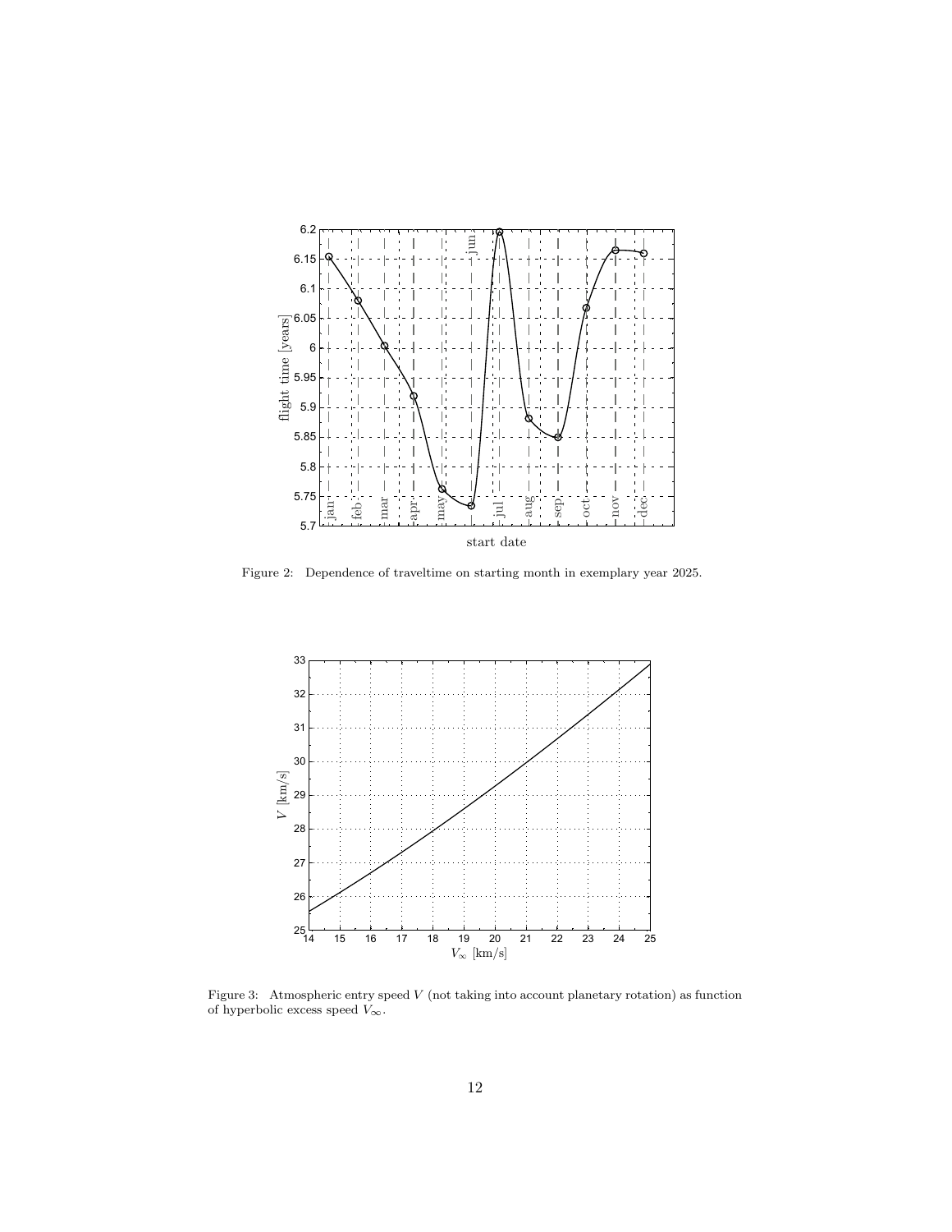Figure 2: Dependence of traveltime on starting month in exemplary year 2025.

Figure 3: Atmospheric entry speed $V$ (not taking into account planetary rotation) as function of hyperbolic excess speed $V_\infty$.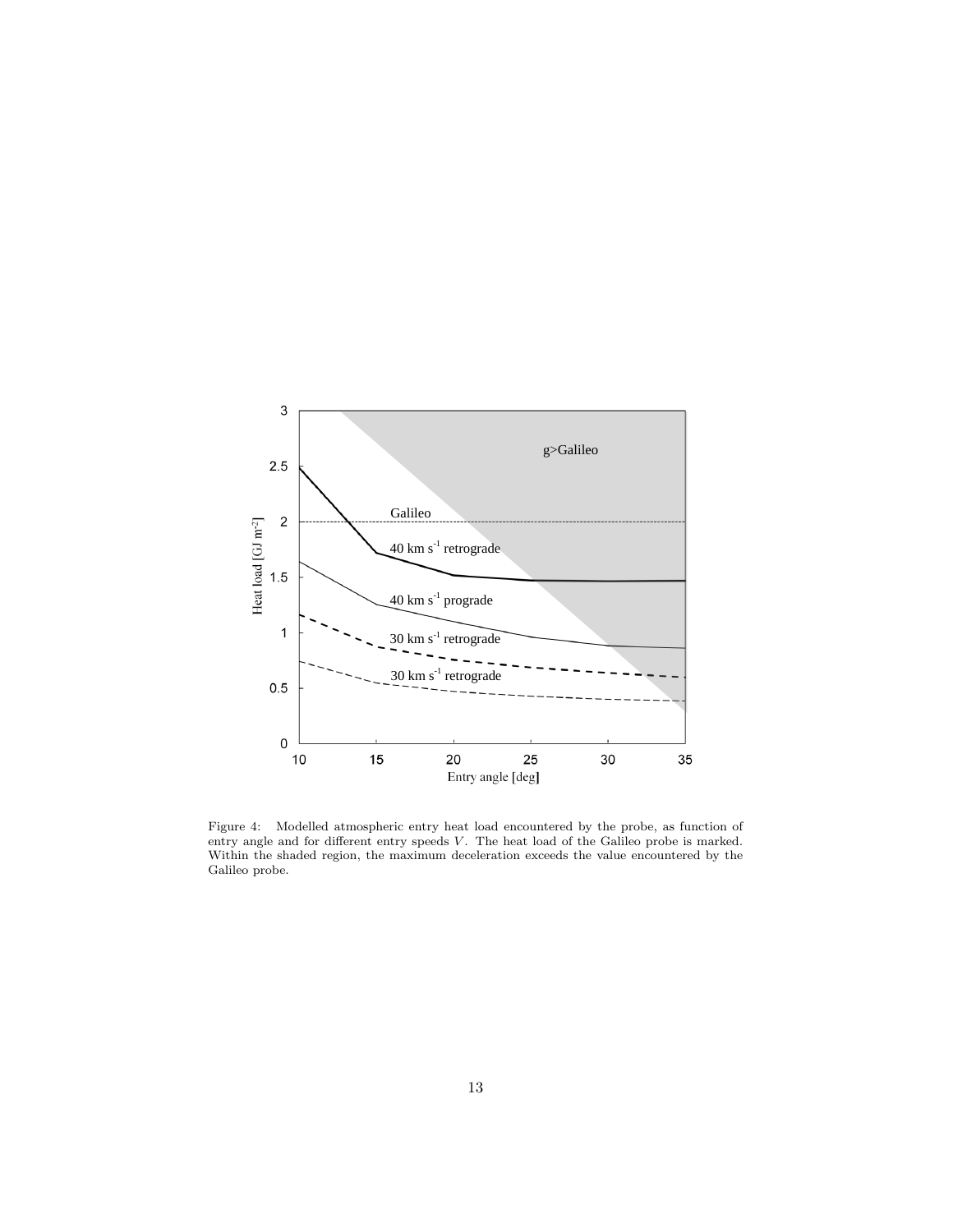Figure 4: Modelled atmospheric entry heat load encountered by the probe, as function of entry angle and for different entry speeds $V$. The heat load of the Galileo probe is marked. Within the shaded region, the maximum deceleration exceeds the value encountered by the Galileo probe.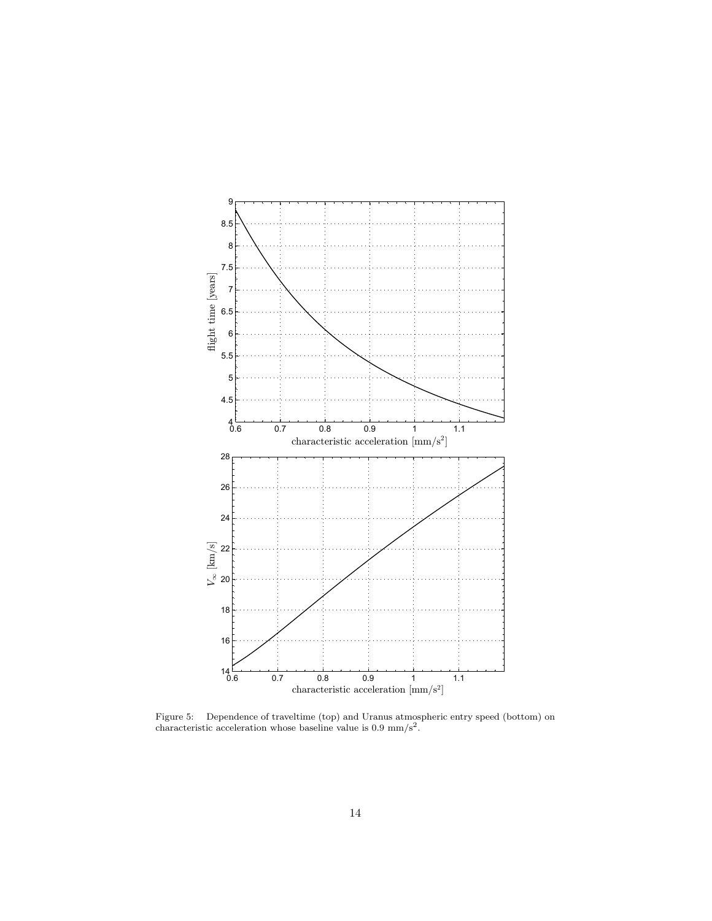9
8.5
8
7.5
7
6.5
6
5.5
5
4.5
4
flight time [years]
0.6
0.7
0.8
0.9
1
1.1
characteristic acceleration [mm/s$^2$]

28
26
24
22
20
18
16
14
$V_\infty$ [km/s]
0.6
0.7
0.8
0.9
1
1.1
characteristic acceleration [mm/s$^2$]

Figure 5: Dependence of traveltime (top) and Uranus atmospheric entry speed (bottom) on characteristic acceleration whose baseline value is 0.9 mm/s$^2$.